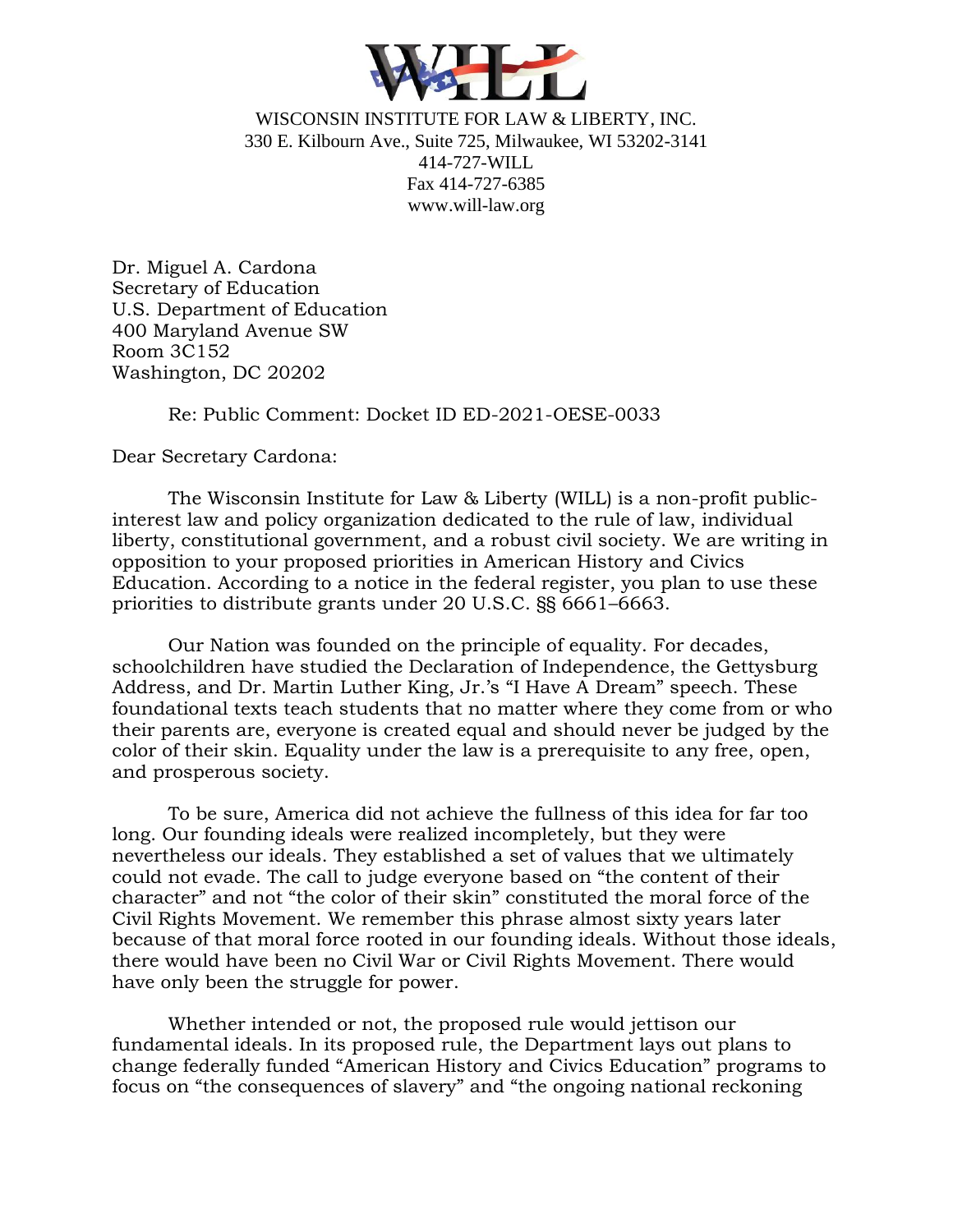WISCONSIN INSTITUTE FOR LAW & LIBERTY, INC.
330 E. Kilbourn Ave., Suite 725, Milwaukee, WI 53202-3141
414-727-WILL
Fax 414-727-6385
www.will-law.org

Dr. Miguel A. Cardona
Secretary of Education
U.S. Department of Education
400 Maryland Avenue SW
Room 3C152
Washington, DC 20202

Re: Public Comment: Docket ID ED-2021-OESE-0033

Dear Secretary Cardona:

The Wisconsin Institute for Law & Liberty (WILL) is a non-profit public-interest law and policy organization dedicated to the rule of law, individual liberty, constitutional government, and a robust civil society. We are writing in opposition to your proposed priorities in American History and Civics Education. According to a notice in the federal register, you plan to use these priorities to distribute grants under 20 U.S.C. §§ 6661–6663.

Our Nation was founded on the principle of equality. For decades, schoolchildren have studied the Declaration of Independence, the Gettysburg Address, and Dr. Martin Luther King, Jr.'s "I Have A Dream" speech. These foundational texts teach students that no matter where they come from or who their parents are, everyone is created equal and should never be judged by the color of their skin. Equality under the law is a prerequisite to any free, open, and prosperous society.

To be sure, America did not achieve the fullness of this idea for far too long. Our founding ideals were realized incompletely, but they were nevertheless our ideals. They established a set of values that we ultimately could not evade. The call to judge everyone based on "the content of their character" and not "the color of their skin" constituted the moral force of the Civil Rights Movement. We remember this phrase almost sixty years later because of that moral force rooted in our founding ideals. Without those ideals, there would have been no Civil War or Civil Rights Movement. There would have only been the struggle for power.

Whether intended or not, the proposed rule would jettison our fundamental ideals. In its proposed rule, the Department lays out plans to change federally funded "American History and Civics Education" programs to focus on "the consequences of slavery" and "the ongoing national reckoning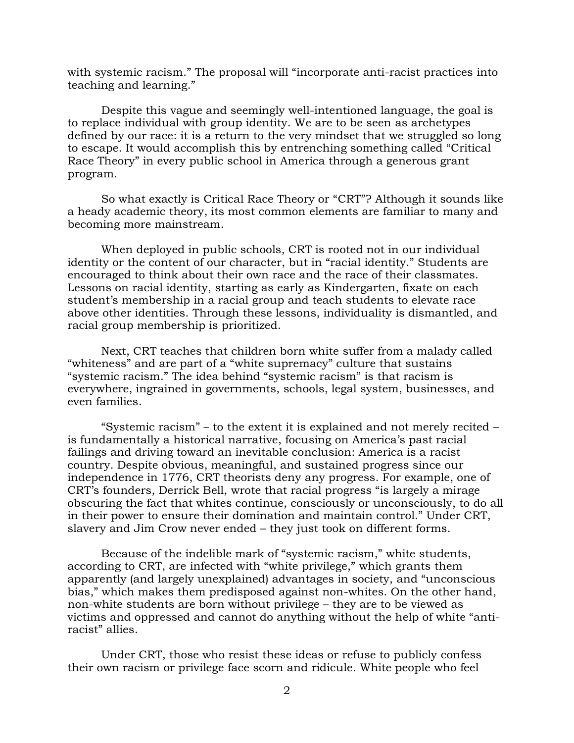with systemic racism." The proposal will "incorporate anti-racist practices into teaching and learning."

Despite this vague and seemingly well-intentioned language, the goal is to replace individual with group identity. We are to be seen as archetypes defined by our race: it is a return to the very mindset that we struggled so long to escape. It would accomplish this by entrenching something called "Critical Race Theory" in every public school in America through a generous grant program.

So what exactly is Critical Race Theory or "CRT"? Although it sounds like a heady academic theory, its most common elements are familiar to many and becoming more mainstream.

When deployed in public schools, CRT is rooted not in our individual identity or the content of our character, but in "racial identity." Students are encouraged to think about their own race and the race of their classmates. Lessons on racial identity, starting as early as Kindergarten, fixate on each student's membership in a racial group and teach students to elevate race above other identities. Through these lessons, individuality is dismantled, and racial group membership is prioritized.

Next, CRT teaches that children born white suffer from a malady called "whiteness" and are part of a "white supremacy" culture that sustains "systemic racism." The idea behind "systemic racism" is that racism is everywhere, ingrained in governments, schools, legal system, businesses, and even families.

"Systemic racism" – to the extent it is explained and not merely recited – is fundamentally a historical narrative, focusing on America's past racial failings and driving toward an inevitable conclusion: America is a racist country. Despite obvious, meaningful, and sustained progress since our independence in 1776, CRT theorists deny any progress. For example, one of CRT's founders, Derrick Bell, wrote that racial progress "is largely a mirage obscuring the fact that whites continue, consciously or unconsciously, to do all in their power to ensure their domination and maintain control." Under CRT, slavery and Jim Crow never ended – they just took on different forms.

Because of the indelible mark of "systemic racism," white students, according to CRT, are infected with "white privilege," which grants them apparently (and largely unexplained) advantages in society, and "unconscious bias," which makes them predisposed against non-whites. On the other hand, non-white students are born without privilege – they are to be viewed as victims and oppressed and cannot do anything without the help of white "anti-racist" allies.

Under CRT, those who resist these ideas or refuse to publicly confess their own racism or privilege face scorn and ridicule. White people who feel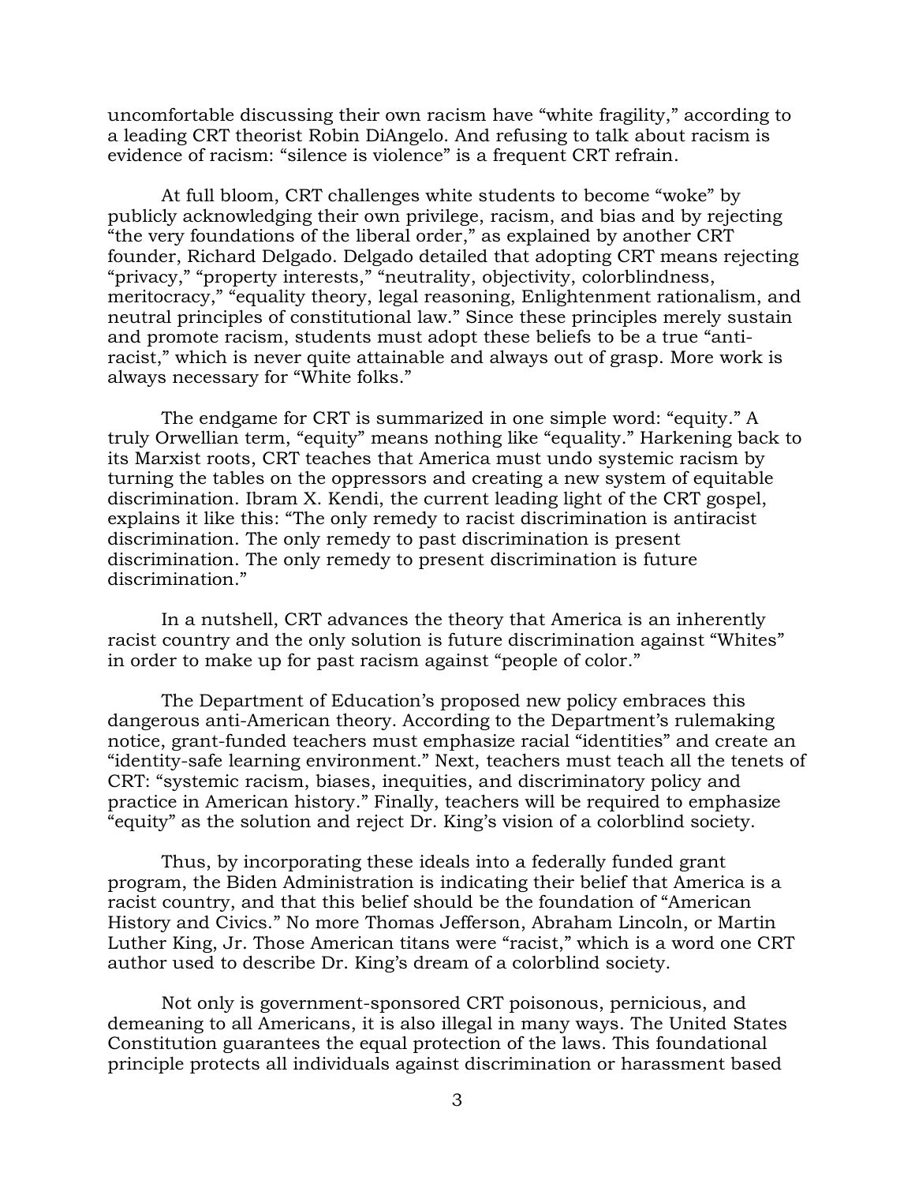uncomfortable discussing their own racism have "white fragility," according to a leading CRT theorist Robin DiAngelo. And refusing to talk about racism is evidence of racism: "silence is violence" is a frequent CRT refrain.

At full bloom, CRT challenges white students to become "woke" by publicly acknowledging their own privilege, racism, and bias and by rejecting "the very foundations of the liberal order," as explained by another CRT founder, Richard Delgado. Delgado detailed that adopting CRT means rejecting "privacy," "property interests," "neutrality, objectivity, colorblindness, meritocracy," "equality theory, legal reasoning, Enlightenment rationalism, and neutral principles of constitutional law." Since these principles merely sustain and promote racism, students must adopt these beliefs to be a true "anti-racist," which is never quite attainable and always out of grasp. More work is always necessary for "White folks."

The endgame for CRT is summarized in one simple word: "equity." A truly Orwellian term, "equity" means nothing like "equality." Harkening back to its Marxist roots, CRT teaches that America must undo systemic racism by turning the tables on the oppressors and creating a new system of equitable discrimination. Ibram X. Kendi, the current leading light of the CRT gospel, explains it like this: "The only remedy to racist discrimination is antiracist discrimination. The only remedy to past discrimination is present discrimination. The only remedy to present discrimination is future discrimination."

In a nutshell, CRT advances the theory that America is an inherently racist country and the only solution is future discrimination against "Whites" in order to make up for past racism against "people of color."

The Department of Education's proposed new policy embraces this dangerous anti-American theory. According to the Department's rulemaking notice, grant-funded teachers must emphasize racial "identities" and create an "identity-safe learning environment." Next, teachers must teach all the tenets of CRT: "systemic racism, biases, inequities, and discriminatory policy and practice in American history." Finally, teachers will be required to emphasize "equity" as the solution and reject Dr. King's vision of a colorblind society.

Thus, by incorporating these ideals into a federally funded grant program, the Biden Administration is indicating their belief that America is a racist country, and that this belief should be the foundation of "American History and Civics." No more Thomas Jefferson, Abraham Lincoln, or Martin Luther King, Jr. Those American titans were "racist," which is a word one CRT author used to describe Dr. King's dream of a colorblind society.

Not only is government-sponsored CRT poisonous, pernicious, and demeaning to all Americans, it is also illegal in many ways. The United States Constitution guarantees the equal protection of the laws. This foundational principle protects all individuals against discrimination or harassment based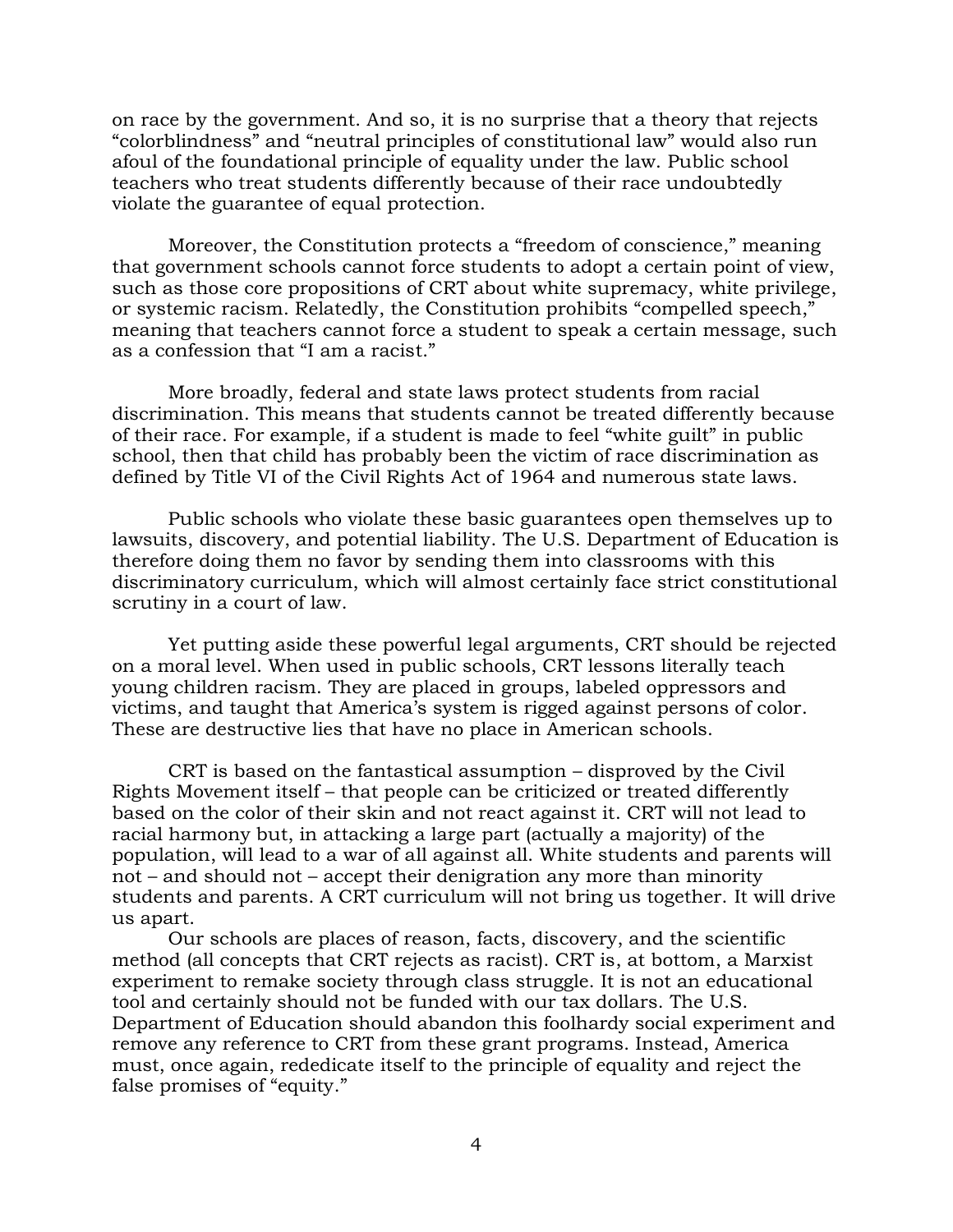on race by the government. And so, it is no surprise that a theory that rejects "colorblindness" and "neutral principles of constitutional law" would also run afoul of the foundational principle of equality under the law. Public school teachers who treat students differently because of their race undoubtedly violate the guarantee of equal protection.

Moreover, the Constitution protects a "freedom of conscience," meaning that government schools cannot force students to adopt a certain point of view, such as those core propositions of CRT about white supremacy, white privilege, or systemic racism. Relatedly, the Constitution prohibits "compelled speech," meaning that teachers cannot force a student to speak a certain message, such as a confession that "I am a racist."

More broadly, federal and state laws protect students from racial discrimination. This means that students cannot be treated differently because of their race. For example, if a student is made to feel "white guilt" in public school, then that child has probably been the victim of race discrimination as defined by Title VI of the Civil Rights Act of 1964 and numerous state laws.

Public schools who violate these basic guarantees open themselves up to lawsuits, discovery, and potential liability. The U.S. Department of Education is therefore doing them no favor by sending them into classrooms with this discriminatory curriculum, which will almost certainly face strict constitutional scrutiny in a court of law.

Yet putting aside these powerful legal arguments, CRT should be rejected on a moral level. When used in public schools, CRT lessons literally teach young children racism. They are placed in groups, labeled oppressors and victims, and taught that America's system is rigged against persons of color. These are destructive lies that have no place in American schools.

CRT is based on the fantastical assumption – disproved by the Civil Rights Movement itself – that people can be criticized or treated differently based on the color of their skin and not react against it. CRT will not lead to racial harmony but, in attacking a large part (actually a majority) of the population, will lead to a war of all against all. White students and parents will not – and should not – accept their denigration any more than minority students and parents. A CRT curriculum will not bring us together. It will drive us apart.

Our schools are places of reason, facts, discovery, and the scientific method (all concepts that CRT rejects as racist). CRT is, at bottom, a Marxist experiment to remake society through class struggle. It is not an educational tool and certainly should not be funded with our tax dollars. The U.S. Department of Education should abandon this foolhardy social experiment and remove any reference to CRT from these grant programs. Instead, America must, once again, rededicate itself to the principle of equality and reject the false promises of "equity."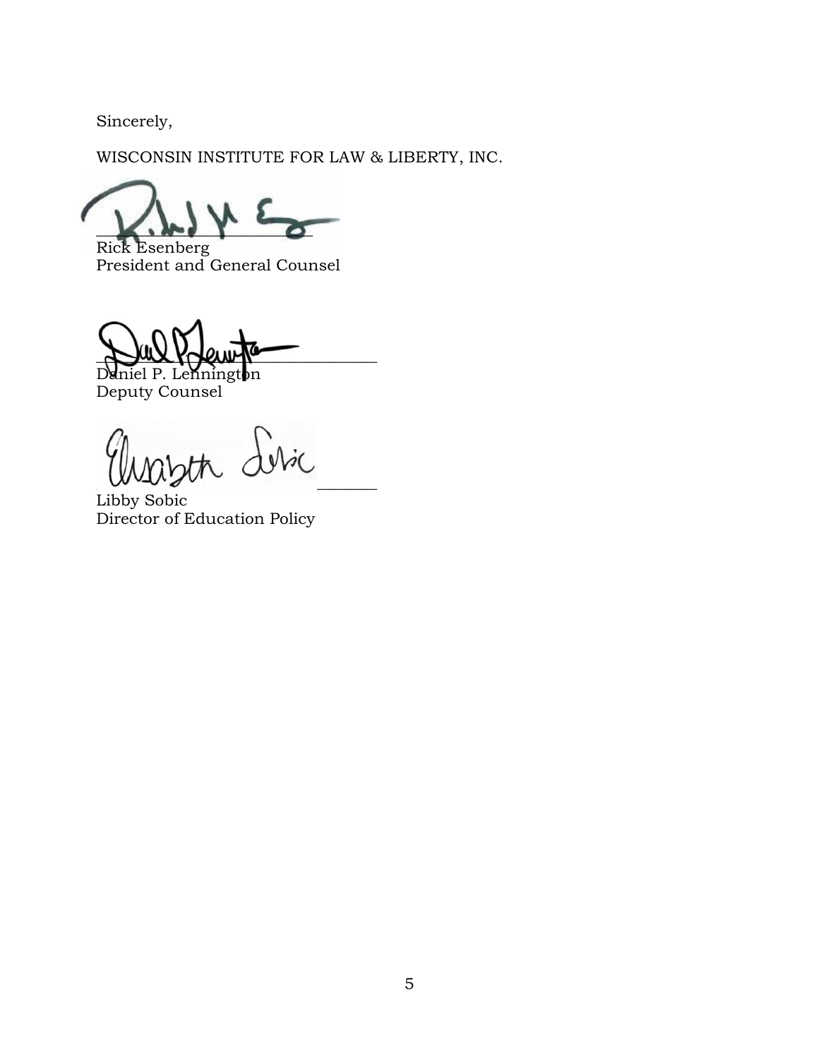Sincerely,

WISCONSIN INSTITUTE FOR LAW & LIBERTY, INC.

\_\_\_\_\_\_\_\_\_\_\_\_\_\_\_\_\_\_\_\_\_\_\_\_
Rick Esenberg
President and General Counsel

\_\_\_\_\_\_\_\_\_\_\_\_\_\_\_\_\_\_\_\_\_\_\_\_\_\_\_\_\_\_
Daniel P. Lennington
Deputy Counsel

\_\_\_\_\_\_\_\_\_\_\_\_\_\_\_\_\_\_\_\_\_\_\_\_\_\_\_\_\_\_
Libby Sobic
Director of Education Policy